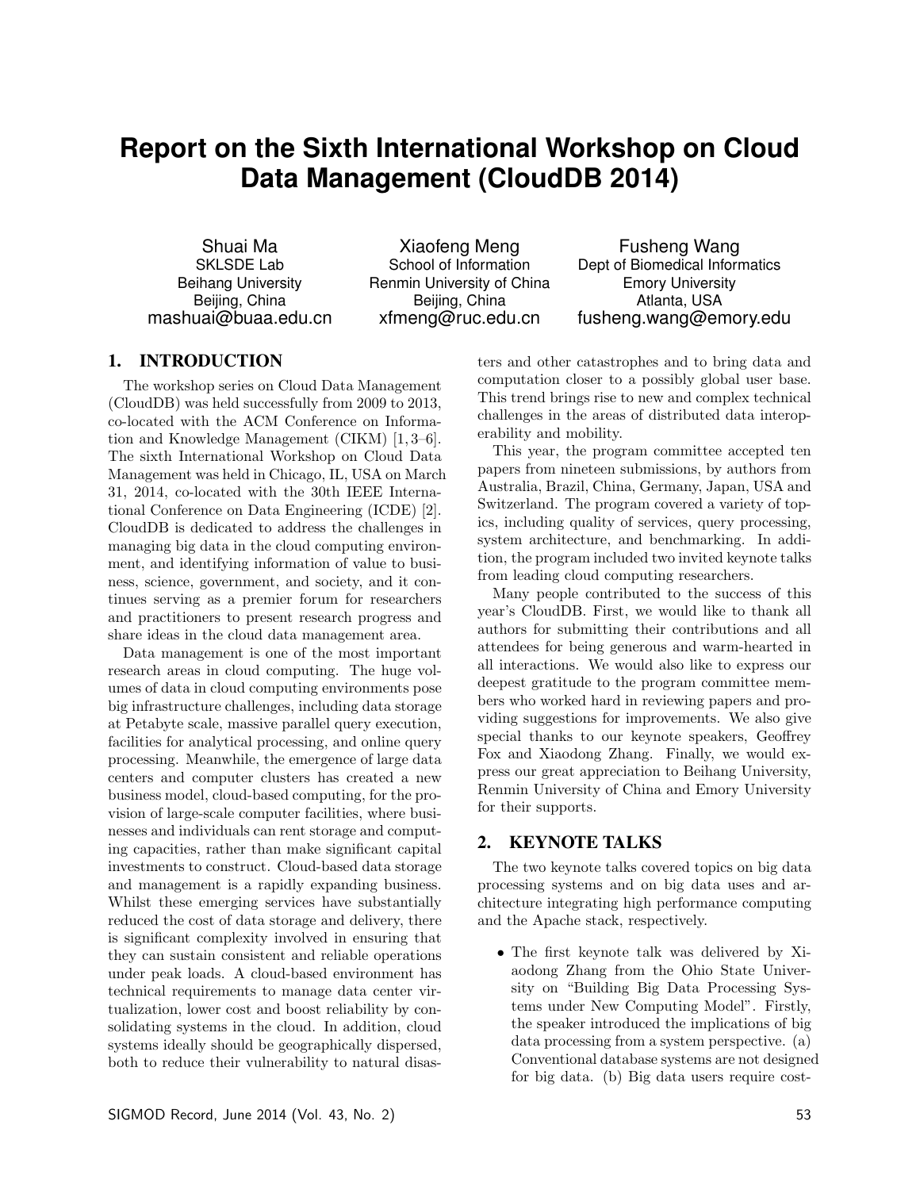# Report on the Sixth International Workshop on Cloud Data Management (CloudDB 2014)

Shuai Ma
SKLSDE Lab
Beihang University
Beijing, China
mashuai@buaa.edu.cn

Xiaofeng Meng
School of Information
Renmin University of China
Beijing, China
xfmeng@ruc.edu.cn

Fusheng Wang
Dept of Biomedical Informatics
Emory University
Atlanta, USA
fusheng.wang@emory.edu

## 1. INTRODUCTION

The workshop series on Cloud Data Management (CloudDB) was held successfully from 2009 to 2013, co-located with the ACM Conference on Information and Knowledge Management (CIKM) [1, 3–6]. The sixth International Workshop on Cloud Data Management was held in Chicago, IL, USA on March 31, 2014, co-located with the 30th IEEE International Conference on Data Engineering (ICDE) [2]. CloudDB is dedicated to address the challenges in managing big data in the cloud computing environment, and identifying information of value to business, science, government, and society, and it continues serving as a premier forum for researchers and practitioners to present research progress and share ideas in the cloud data management area.

Data management is one of the most important research areas in cloud computing. The huge volumes of data in cloud computing environments pose big infrastructure challenges, including data storage at Petabyte scale, massive parallel query execution, facilities for analytical processing, and online query processing. Meanwhile, the emergence of large data centers and computer clusters has created a new business model, cloud-based computing, for the provision of large-scale computer facilities, where businesses and individuals can rent storage and computing capacities, rather than make significant capital investments to construct. Cloud-based data storage and management is a rapidly expanding business. Whilst these emerging services have substantially reduced the cost of data storage and delivery, there is significant complexity involved in ensuring that they can sustain consistent and reliable operations under peak loads. A cloud-based environment has technical requirements to manage data center virtualization, lower cost and boost reliability by consolidating systems in the cloud. In addition, cloud systems ideally should be geographically dispersed, both to reduce their vulnerability to natural disasters and other catastrophes and to bring data and computation closer to a possibly global user base. This trend brings rise to new and complex technical challenges in the areas of distributed data interoperability and mobility.

This year, the program committee accepted ten papers from nineteen submissions, by authors from Australia, Brazil, China, Germany, Japan, USA and Switzerland. The program covered a variety of topics, including quality of services, query processing, system architecture, and benchmarking. In addition, the program included two invited keynote talks from leading cloud computing researchers.

Many people contributed to the success of this year's CloudDB. First, we would like to thank all authors for submitting their contributions and all attendees for being generous and warm-hearted in all interactions. We would also like to express our deepest gratitude to the program committee members who worked hard in reviewing papers and providing suggestions for improvements. We also give special thanks to our keynote speakers, Geoffrey Fox and Xiaodong Zhang. Finally, we would express our great appreciation to Beihang University, Renmin University of China and Emory University for their supports.

## 2. KEYNOTE TALKS

The two keynote talks covered topics on big data processing systems and on big data uses and architecture integrating high performance computing and the Apache stack, respectively.

- The first keynote talk was delivered by Xiaodong Zhang from the Ohio State University on "Building Big Data Processing Systems under New Computing Model". Firstly, the speaker introduced the implications of big data processing from a system perspective. (a) Conventional database systems are not designed for big data. (b) Big data users require cost-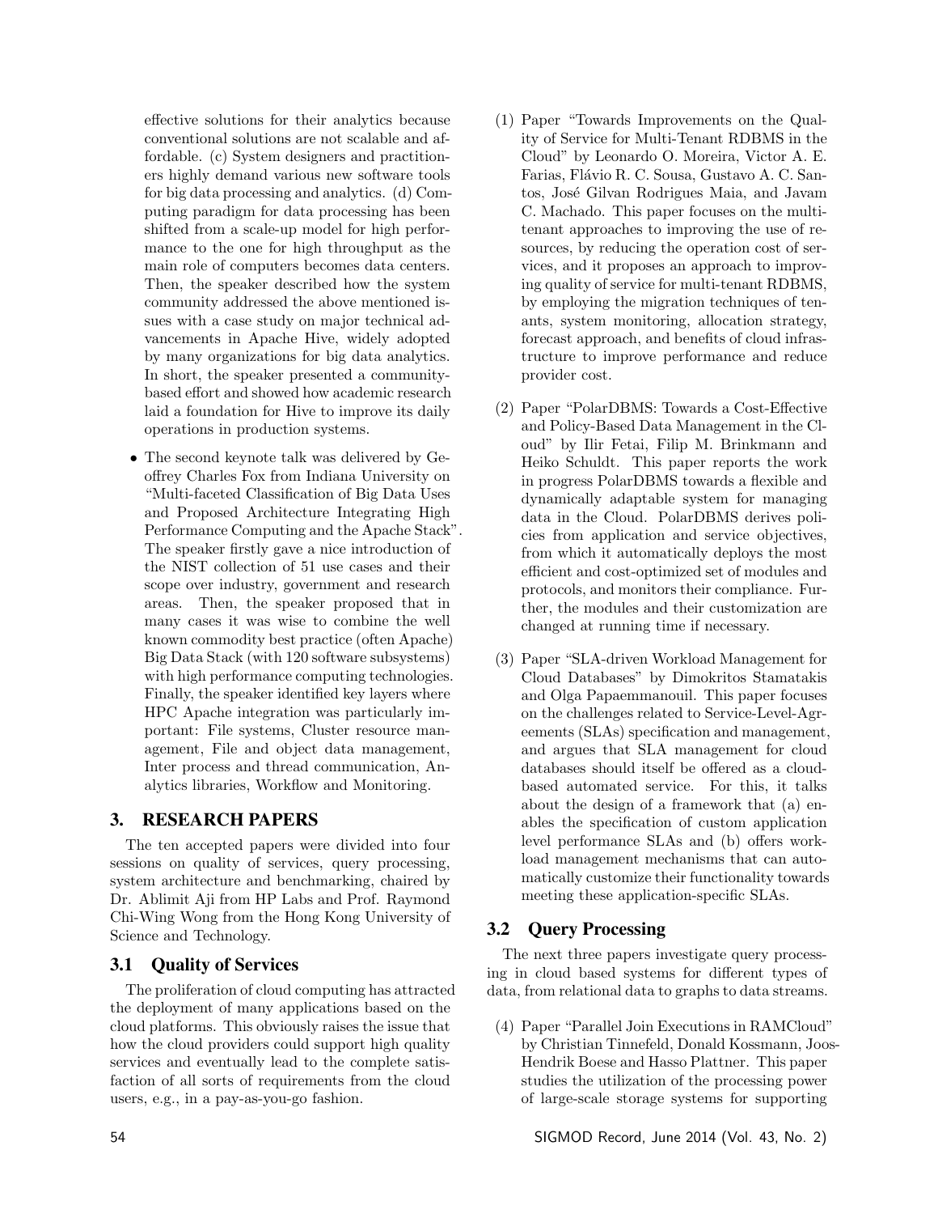effective solutions for their analytics because conventional solutions are not scalable and affordable. (c) System designers and practitioners highly demand various new software tools for big data processing and analytics. (d) Computing paradigm for data processing has been shifted from a scale-up model for high performance to the one for high throughput as the main role of computers becomes data centers. Then, the speaker described how the system community addressed the above mentioned issues with a case study on major technical advancements in Apache Hive, widely adopted by many organizations for big data analytics. In short, the speaker presented a community-based effort and showed how academic research laid a foundation for Hive to improve its daily operations in production systems.

- The second keynote talk was delivered by Geoffrey Charles Fox from Indiana University on "Multi-faceted Classification of Big Data Uses and Proposed Architecture Integrating High Performance Computing and the Apache Stack". The speaker firstly gave a nice introduction of the NIST collection of 51 use cases and their scope over industry, government and research areas. Then, the speaker proposed that in many cases it was wise to combine the well known commodity best practice (often Apache) Big Data Stack (with 120 software subsystems) with high performance computing technologies. Finally, the speaker identified key layers where HPC Apache integration was particularly important: File systems, Cluster resource management, File and object data management, Inter process and thread communication, Analytics libraries, Workflow and Monitoring.

## 3. RESEARCH PAPERS

The ten accepted papers were divided into four sessions on quality of services, query processing, system architecture and benchmarking, chaired by Dr. Ablimit Aji from HP Labs and Prof. Raymond Chi-Wing Wong from the Hong Kong University of Science and Technology.

### 3.1 Quality of Services

The proliferation of cloud computing has attracted the deployment of many applications based on the cloud platforms. This obviously raises the issue that how the cloud providers could support high quality services and eventually lead to the complete satisfaction of all sorts of requirements from the cloud users, e.g., in a pay-as-you-go fashion.

(1) Paper "Towards Improvements on the Quality of Service for Multi-Tenant RDBMS in the Cloud" by Leonardo O. Moreira, Victor A. E. Farias, Flávio R. C. Sousa, Gustavo A. C. Santos, José Gilvan Rodrigues Maia, and Javam C. Machado. This paper focuses on the multi-tenant approaches to improving the use of resources, by reducing the operation cost of services, and it proposes an approach to improving quality of service for multi-tenant RDBMS, by employing the migration techniques of tenants, system monitoring, allocation strategy, forecast approach, and benefits of cloud infrastructure to improve performance and reduce provider cost.

(2) Paper "PolarDBMS: Towards a Cost-Effective and Policy-Based Data Management in the Cloud" by Ilir Fetai, Filip M. Brinkmann and Heiko Schuldt. This paper reports the work in progress PolarDBMS towards a flexible and dynamically adaptable system for managing data in the Cloud. PolarDBMS derives policies from application and service objectives, from which it automatically deploys the most efficient and cost-optimized set of modules and protocols, and monitors their compliance. Further, the modules and their customization are changed at running time if necessary.

(3) Paper "SLA-driven Workload Management for Cloud Databases" by Dimokritos Stamatakis and Olga Papaemmanouil. This paper focuses on the challenges related to Service-Level-Agreements (SLAs) specification and management, and argues that SLA management for cloud databases should itself be offered as a cloud-based automated service. For this, it talks about the design of a framework that (a) enables the specification of custom application level performance SLAs and (b) offers workload management mechanisms that can automatically customize their functionality towards meeting these application-specific SLAs.

### 3.2 Query Processing

The next three papers investigate query processing in cloud based systems for different types of data, from relational data to graphs to data streams.

(4) Paper "Parallel Join Executions in RAMCloud" by Christian Tinnefeld, Donald Kossmann, Joos-Hendrik Boese and Hasso Plattner. This paper studies the utilization of the processing power of large-scale storage systems for supporting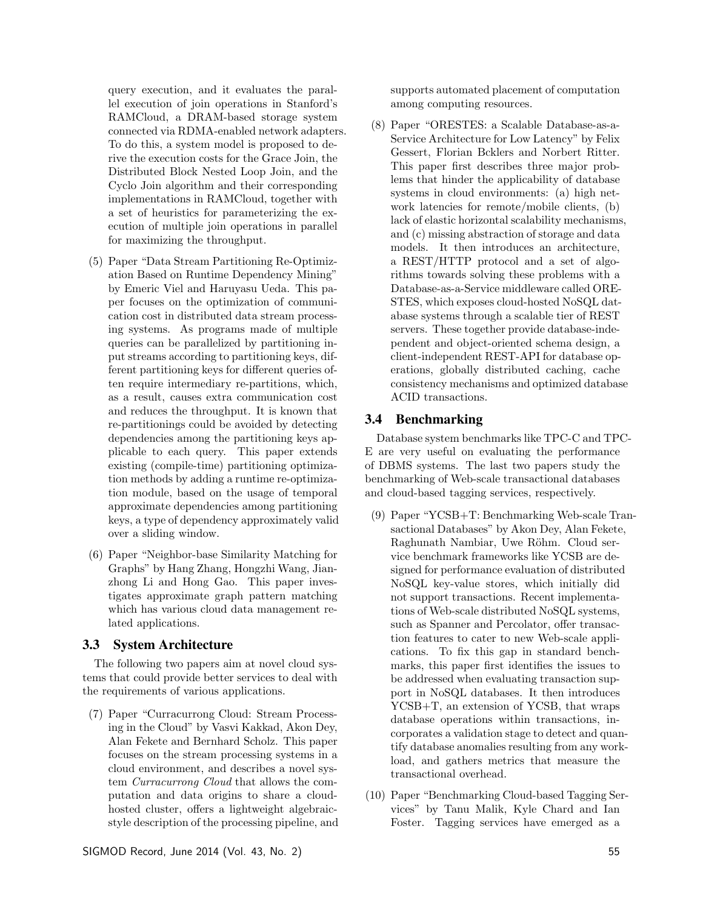query execution, and it evaluates the parallel execution of join operations in Stanford's RAMCloud, a DRAM-based storage system connected via RDMA-enabled network adapters. To do this, a system model is proposed to derive the execution costs for the Grace Join, the Distributed Block Nested Loop Join, and the Cyclo Join algorithm and their corresponding implementations in RAMCloud, together with a set of heuristics for parameterizing the execution of multiple join operations in parallel for maximizing the throughput.

(5) Paper "Data Stream Partitioning Re-Optimization Based on Runtime Dependency Mining" by Emeric Viel and Haruyasu Ueda. This paper focuses on the optimization of communication cost in distributed data stream processing systems. As programs made of multiple queries can be parallelized by partitioning input streams according to partitioning keys, different partitioning keys for different queries often require intermediary re-partitions, which, as a result, causes extra communication cost and reduces the throughput. It is known that re-partitionings could be avoided by detecting dependencies among the partitioning keys applicable to each query. This paper extends existing (compile-time) partitioning optimization methods by adding a runtime re-optimization module, based on the usage of temporal approximate dependencies among partitioning keys, a type of dependency approximately valid over a sliding window.

(6) Paper "Neighbor-base Similarity Matching for Graphs" by Hang Zhang, Hongzhi Wang, Jianzhong Li and Hong Gao. This paper investigates approximate graph pattern matching which has various cloud data management related applications.

### 3.3 System Architecture

The following two papers aim at novel cloud systems that could provide better services to deal with the requirements of various applications.

(7) Paper "Curracurrong Cloud: Stream Processing in the Cloud" by Vasvi Kakkad, Akon Dey, Alan Fekete and Bernhard Scholz. This paper focuses on the stream processing systems in a cloud environment, and describes a novel system *Curracurrong Cloud* that allows the computation and data origins to share a cloud-hosted cluster, offers a lightweight algebraic-style description of the processing pipeline, and supports automated placement of computation among computing resources.

(8) Paper "ORESTES: a Scalable Database-as-a-Service Architecture for Low Latency" by Felix Gessert, Florian Bcklers and Norbert Ritter. This paper first describes three major problems that hinder the applicability of database systems in cloud environments: (a) high network latencies for remote/mobile clients, (b) lack of elastic horizontal scalability mechanisms, and (c) missing abstraction of storage and data models. It then introduces an architecture, a REST/HTTP protocol and a set of algorithms towards solving these problems with a Database-as-a-Service middleware called ORESTES, which exposes cloud-hosted NoSQL database systems through a scalable tier of REST servers. These together provide database-independent and object-oriented schema design, a client-independent REST-API for database operations, globally distributed caching, cache consistency mechanisms and optimized database ACID transactions.

### 3.4 Benchmarking

Database system benchmarks like TPC-C and TPC-E are very useful on evaluating the performance of DBMS systems. The last two papers study the benchmarking of Web-scale transactional databases and cloud-based tagging services, respectively.

(9) Paper "YCSB+T: Benchmarking Web-scale Transactional Databases" by Akon Dey, Alan Fekete, Raghunath Nambiar, Uwe Röhm. Cloud service benchmark frameworks like YCSB are designed for performance evaluation of distributed NoSQL key-value stores, which initially did not support transactions. Recent implementations of Web-scale distributed NoSQL systems, such as Spanner and Percolator, offer transaction features to cater to new Web-scale applications. To fix this gap in standard benchmarks, this paper first identifies the issues to be addressed when evaluating transaction support in NoSQL databases. It then introduces YCSB+T, an extension of YCSB, that wraps database operations within transactions, incorporates a validation stage to detect and quantify database anomalies resulting from any workload, and gathers metrics that measure the transactional overhead.

(10) Paper "Benchmarking Cloud-based Tagging Services" by Tanu Malik, Kyle Chard and Ian Foster. Tagging services have emerged as a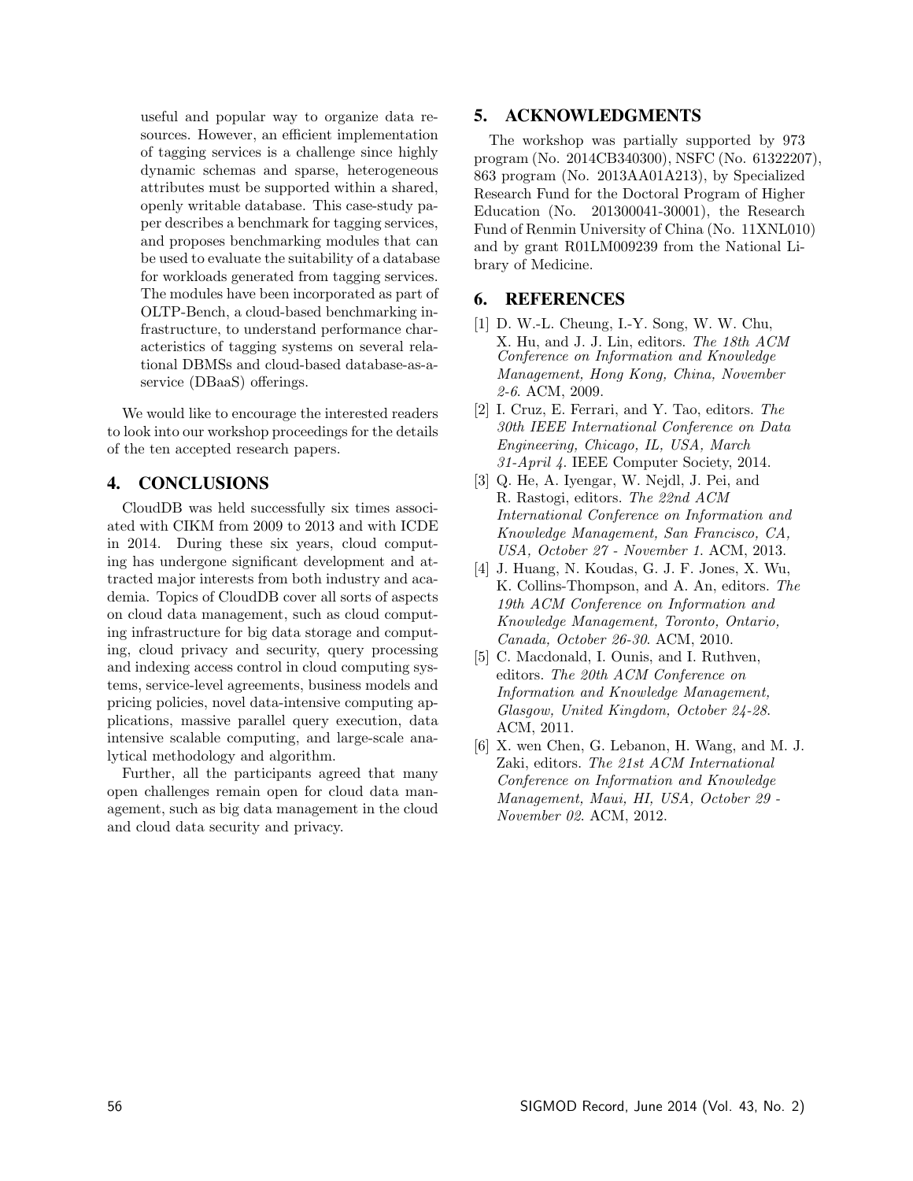useful and popular way to organize data resources. However, an efficient implementation of tagging services is a challenge since highly dynamic schemas and sparse, heterogeneous attributes must be supported within a shared, openly writable database. This case-study paper describes a benchmark for tagging services, and proposes benchmarking modules that can be used to evaluate the suitability of a database for workloads generated from tagging services. The modules have been incorporated as part of OLTP-Bench, a cloud-based benchmarking infrastructure, to understand performance characteristics of tagging systems on several relational DBMSs and cloud-based database-as-a-service (DBaaS) offerings.

We would like to encourage the interested readers to look into our workshop proceedings for the details of the ten accepted research papers.

## 4. CONCLUSIONS

CloudDB was held successfully six times associated with CIKM from 2009 to 2013 and with ICDE in 2014. During these six years, cloud computing has undergone significant development and attracted major interests from both industry and academia. Topics of CloudDB cover all sorts of aspects on cloud data management, such as cloud computing infrastructure for big data storage and computing, cloud privacy and security, query processing and indexing access control in cloud computing systems, service-level agreements, business models and pricing policies, novel data-intensive computing applications, massive parallel query execution, data intensive scalable computing, and large-scale analytical methodology and algorithm.

Further, all the participants agreed that many open challenges remain open for cloud data management, such as big data management in the cloud and cloud data security and privacy.

## 5. ACKNOWLEDGMENTS

The workshop was partially supported by 973 program (No. 2014CB340300), NSFC (No. 61322207), 863 program (No. 2013AA01A213), by Specialized Research Fund for the Doctoral Program of Higher Education (No. 201300041-30001), the Research Fund of Renmin University of China (No. 11XNL010) and by grant R01LM009239 from the National Library of Medicine.

## 6. REFERENCES

[1] D. W.-L. Cheung, I.-Y. Song, W. W. Chu, X. Hu, and J. J. Lin, editors. *The 18th ACM Conference on Information and Knowledge Management, Hong Kong, China, November 2-6*. ACM, 2009.

[2] I. Cruz, E. Ferrari, and Y. Tao, editors. *The 30th IEEE International Conference on Data Engineering, Chicago, IL, USA, March 31-April 4*. IEEE Computer Society, 2014.

[3] Q. He, A. Iyengar, W. Nejdl, J. Pei, and R. Rastogi, editors. *The 22nd ACM International Conference on Information and Knowledge Management, San Francisco, CA, USA, October 27 - November 1*. ACM, 2013.

[4] J. Huang, N. Koudas, G. J. F. Jones, X. Wu, K. Collins-Thompson, and A. An, editors. *The 19th ACM Conference on Information and Knowledge Management, Toronto, Ontario, Canada, October 26-30*. ACM, 2010.

[5] C. Macdonald, I. Ounis, and I. Ruthven, editors. *The 20th ACM Conference on Information and Knowledge Management, Glasgow, United Kingdom, October 24-28*. ACM, 2011.

[6] X. wen Chen, G. Lebanon, H. Wang, and M. J. Zaki, editors. *The 21st ACM International Conference on Information and Knowledge Management, Maui, HI, USA, October 29 - November 02*. ACM, 2012.